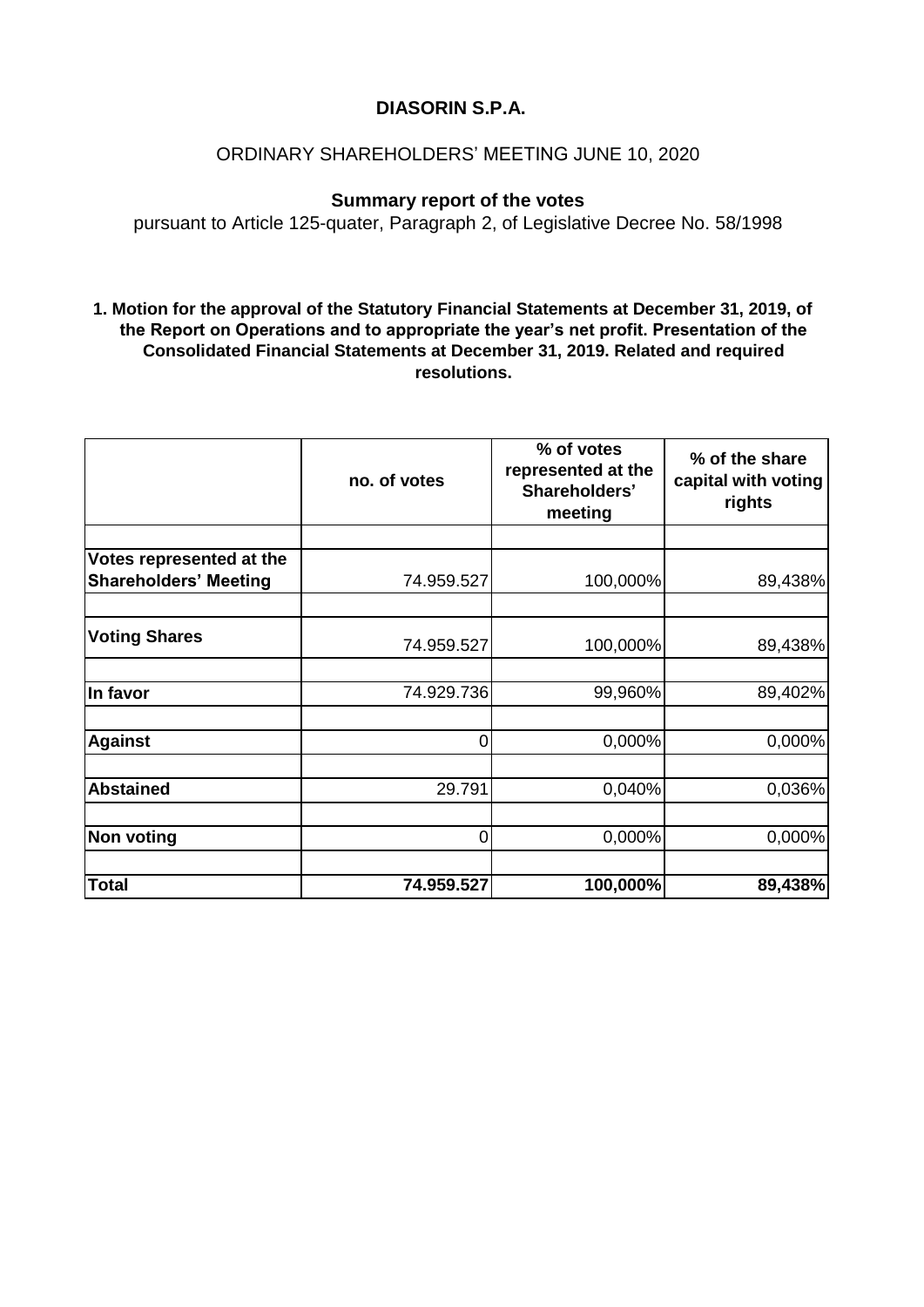# DIASORIN S.P.A.

ORDINARY SHAREHOLDERS' MEETING JUNE 10, 2020

**Summary report of the votes**

pursuant to Article 125-quater, Paragraph 2, of Legislative Decree No. 58/1998

**1. Motion for the approval of the Statutory Financial Statements at December 31, 2019, of the Report on Operations and to appropriate the year's net profit. Presentation of the Consolidated Financial Statements at December 31, 2019. Related and required resolutions.**

| | no. of votes | % of votes represented at the Shareholders' meeting | % of the share capital with voting rights |
|---|---|---|---|
| **Votes represented at the Shareholders' Meeting** | 74.959.527 | 100,000% | 89,438% |
| **Voting Shares** | 74.959.527 | 100,000% | 89,438% |
| **In favor** | 74.929.736 | 99,960% | 89,402% |
| **Against** | 0 | 0,000% | 0,000% |
| **Abstained** | 29.791 | 0,040% | 0,036% |
| **Non voting** | 0 | 0,000% | 0,000% |
| **Total** | **74.959.527** | **100,000%** | **89,438%** |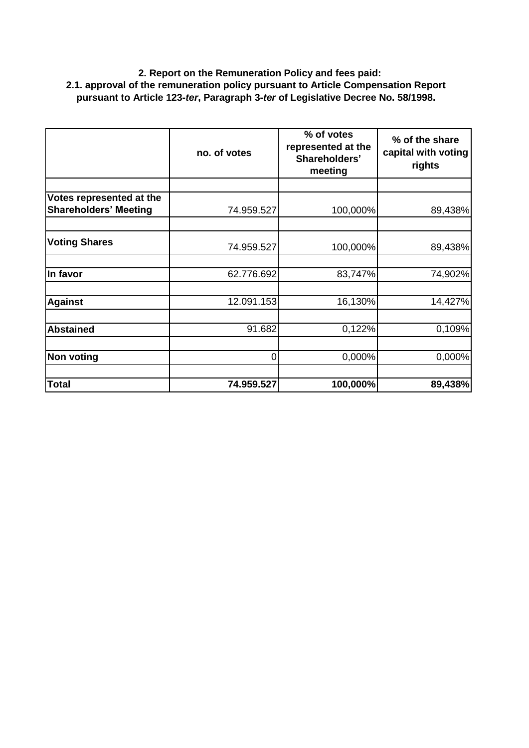**2. Report on the Remuneration Policy and fees paid:**
**2.1. approval of the remuneration policy pursuant to Article Compensation Report pursuant to Article 123-*ter*, Paragraph 3-*ter* of Legislative Decree No. 58/1998.**

| | no. of votes | % of votes represented at the Shareholders' meeting | % of the share capital with voting rights |
|---|---|---|---|
| **Votes represented at the Shareholders' Meeting** | 74.959.527 | 100,000% | 89,438% |
| **Voting Shares** | 74.959.527 | 100,000% | 89,438% |
| **In favor** | 62.776.692 | 83,747% | 74,902% |
| **Against** | 12.091.153 | 16,130% | 14,427% |
| **Abstained** | 91.682 | 0,122% | 0,109% |
| **Non voting** | 0 | 0,000% | 0,000% |
| **Total** | **74.959.527** | **100,000%** | **89,438%** |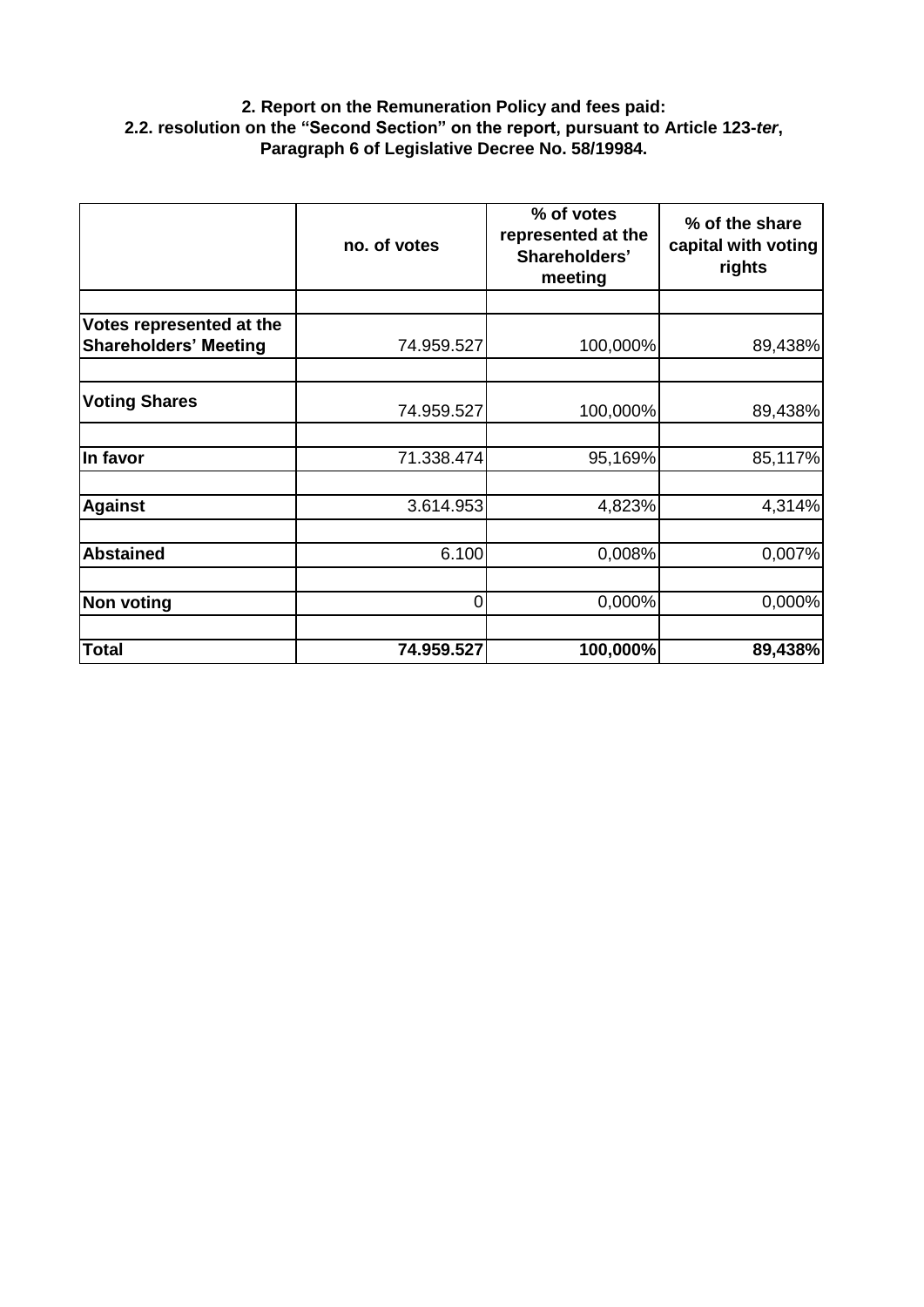**2. Report on the Remuneration Policy and fees paid:**
**2.2. resolution on the "Second Section" on the report, pursuant to Article 123-*ter*, Paragraph 6 of Legislative Decree No. 58/19984.**

| | no. of votes | % of votes represented at the Shareholders' meeting | % of the share capital with voting rights |
|---|---|---|---|
| **Votes represented at the Shareholders' Meeting** | 74.959.527 | 100,000% | 89,438% |
| **Voting Shares** | 74.959.527 | 100,000% | 89,438% |
| **In favor** | 71.338.474 | 95,169% | 85,117% |
| **Against** | 3.614.953 | 4,823% | 4,314% |
| **Abstained** | 6.100 | 0,008% | 0,007% |
| **Non voting** | 0 | 0,000% | 0,000% |
| **Total** | **74.959.527** | **100,000%** | **89,438%** |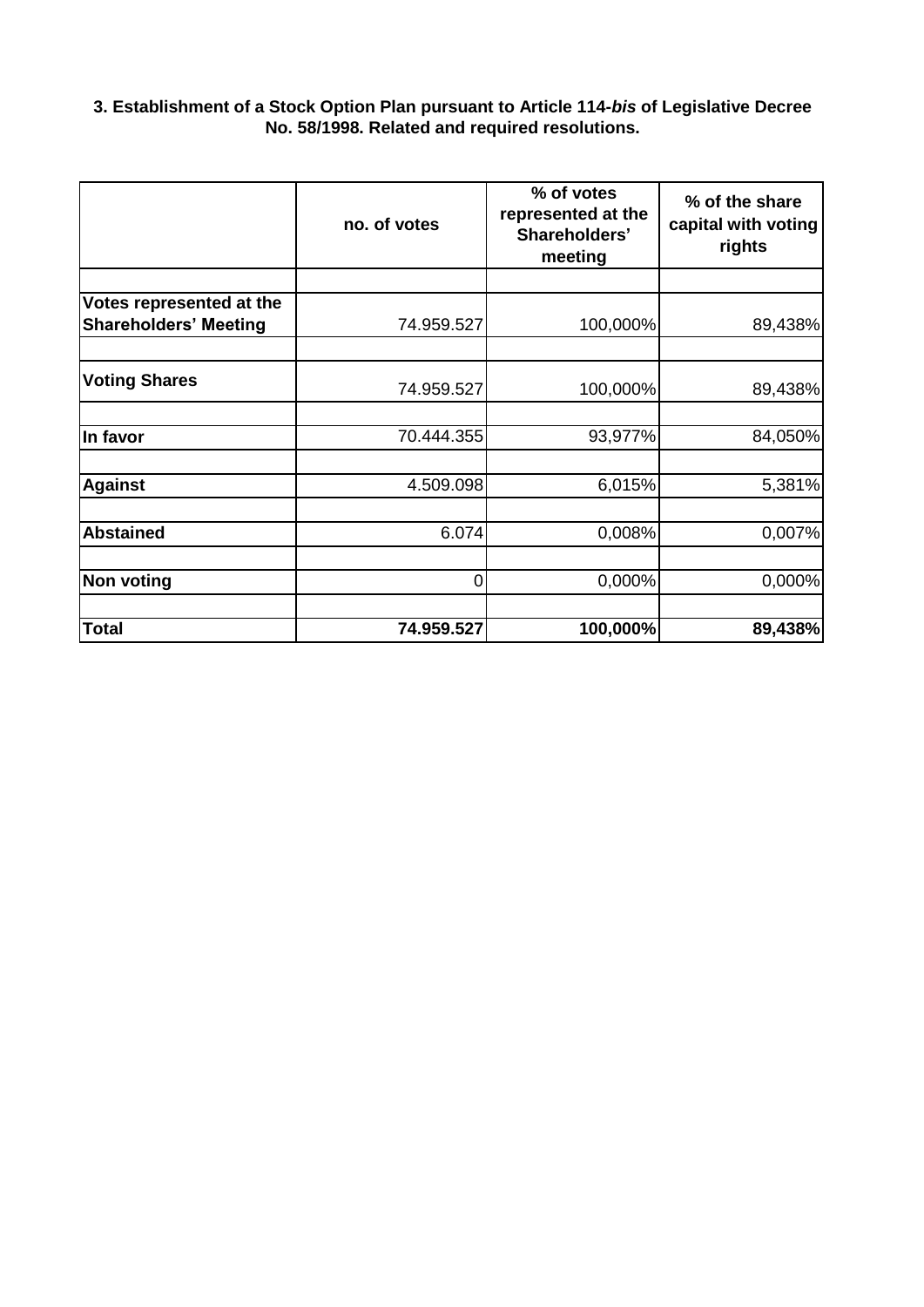**3. Establishment of a Stock Option Plan pursuant to Article 114-*bis* of Legislative Decree No. 58/1998. Related and required resolutions.**

| | no. of votes | % of votes represented at the Shareholders' meeting | % of the share capital with voting rights |
|---|---|---|---|
| **Votes represented at the Shareholders' Meeting** | 74.959.527 | 100,000% | 89,438% |
| **Voting Shares** | 74.959.527 | 100,000% | 89,438% |
| **In favor** | 70.444.355 | 93,977% | 84,050% |
| **Against** | 4.509.098 | 6,015% | 5,381% |
| **Abstained** | 6.074 | 0,008% | 0,007% |
| **Non voting** | 0 | 0,000% | 0,000% |
| **Total** | **74.959.527** | **100,000%** | **89,438%** |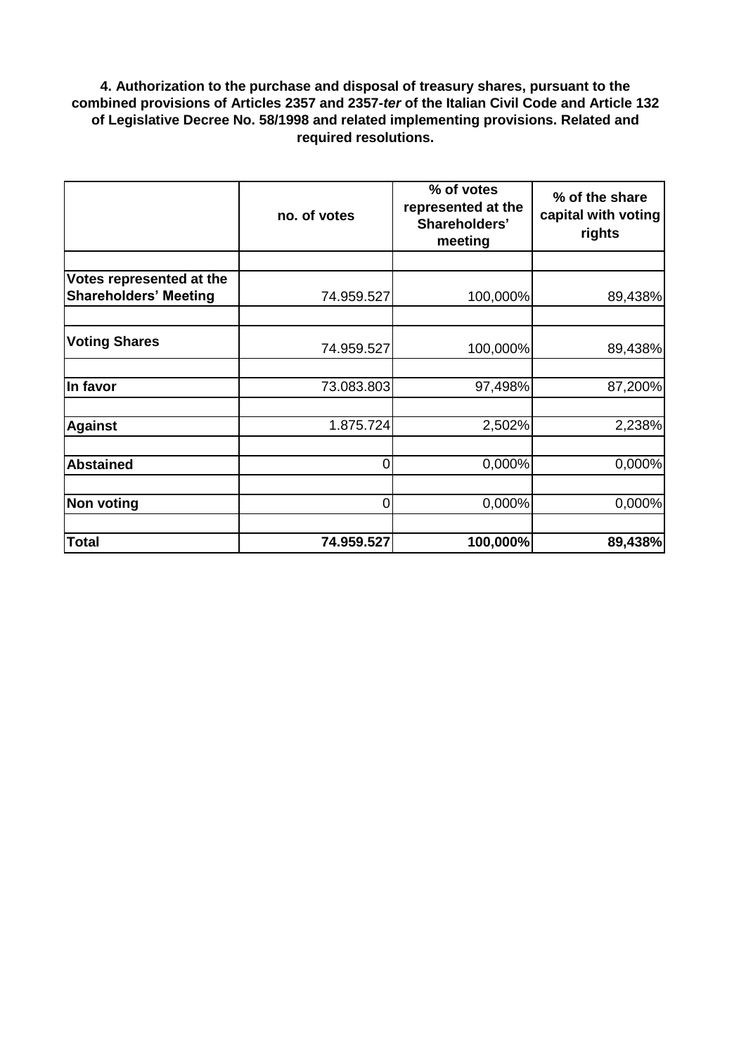**4. Authorization to the purchase and disposal of treasury shares, pursuant to the combined provisions of Articles 2357 and 2357-*ter* of the Italian Civil Code and Article 132 of Legislative Decree No. 58/1998 and related implementing provisions. Related and required resolutions.**

| | no. of votes | % of votes represented at the Shareholders' meeting | % of the share capital with voting rights |
|---|---|---|---|
| **Votes represented at the Shareholders' Meeting** | 74.959.527 | 100,000% | 89,438% |
| **Voting Shares** | 74.959.527 | 100,000% | 89,438% |
| **In favor** | 73.083.803 | 97,498% | 87,200% |
| **Against** | 1.875.724 | 2,502% | 2,238% |
| **Abstained** | 0 | 0,000% | 0,000% |
| **Non voting** | 0 | 0,000% | 0,000% |
| **Total** | **74.959.527** | **100,000%** | **89,438%** |